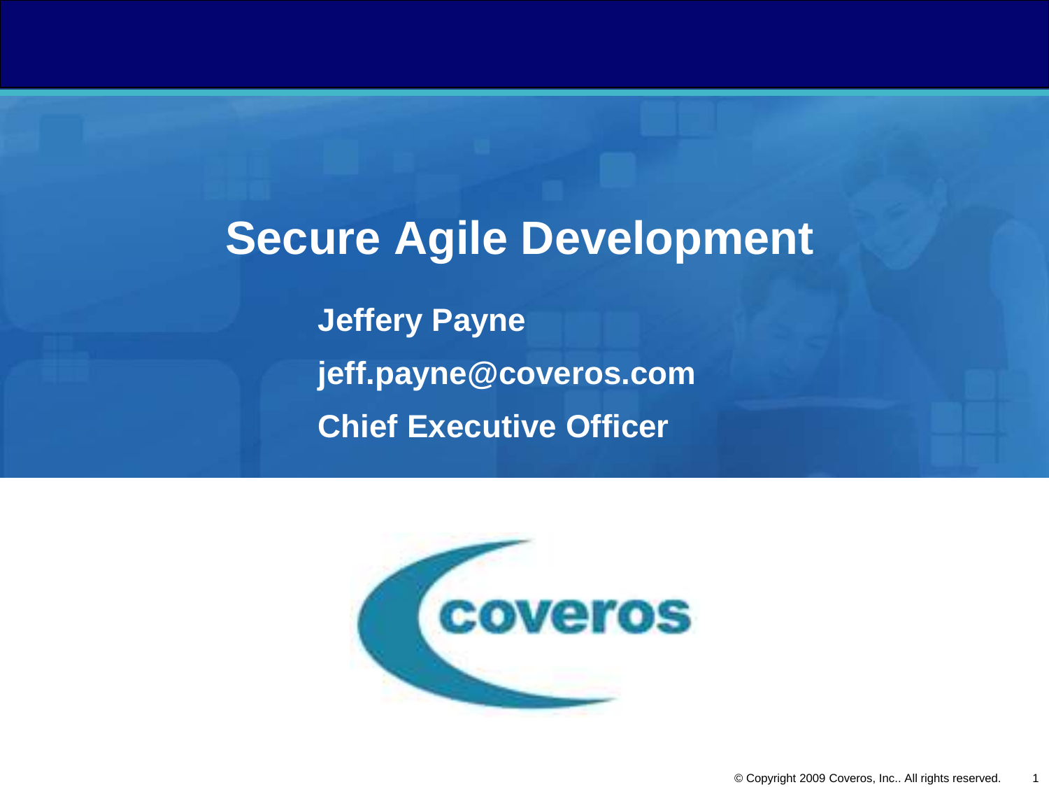# Secure Agile Development

**Jeffery Payne**

**jeff.payne@coveros.com**

**Chief Executive Officer**

coveros

© Copyright 2009 Coveros, Inc.. All rights reserved.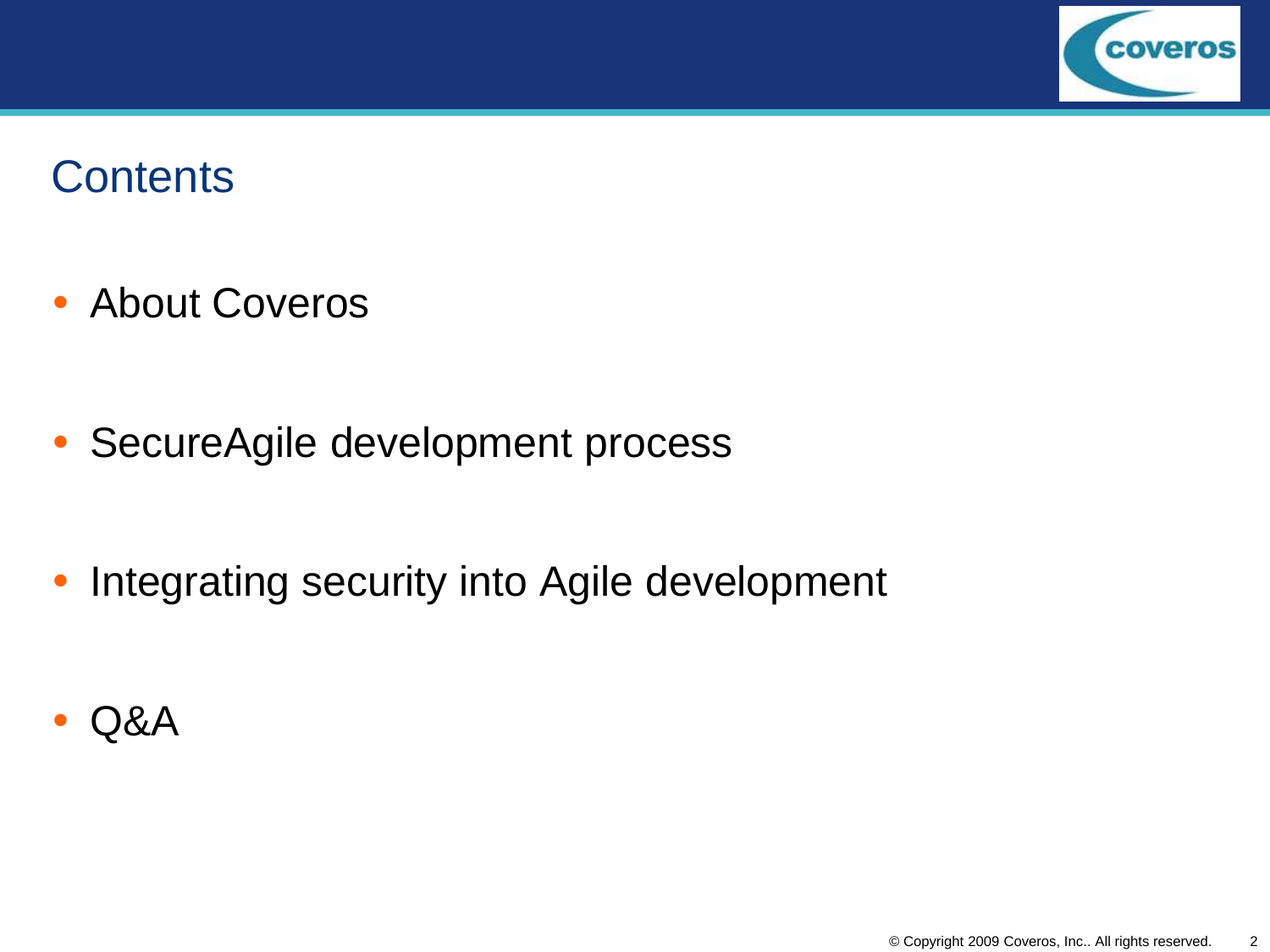# Contents

- About Coveros
- SecureAgile development process
- Integrating security into Agile development
- Q&A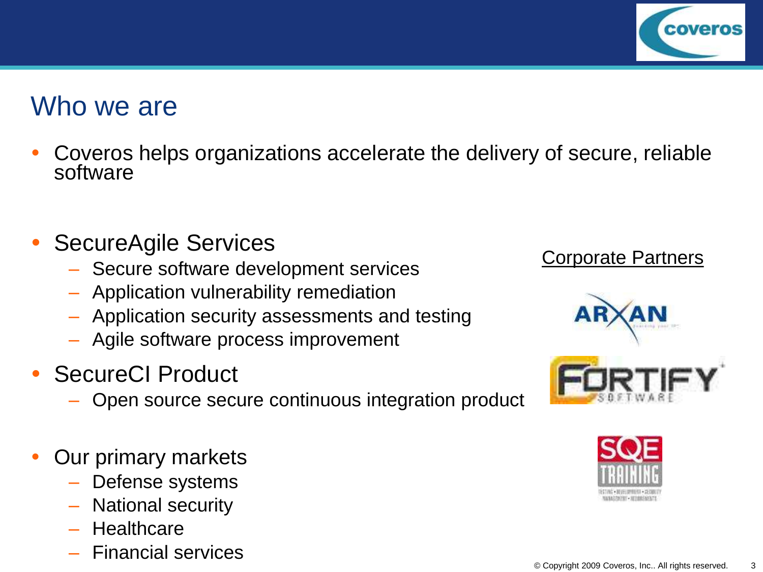# Who we are

- Coveros helps organizations accelerate the delivery of secure, reliable software

- SecureAgile Services
  - Secure software development services
  - Application vulnerability remediation
  - Application security assessments and testing
  - Agile software process improvement
- SecureCI Product
  - Open source secure continuous integration product

- Our primary markets
  - Defense systems
  - National security
  - Healthcare
  - Financial services

Corporate Partners

ARXAN

FORTIFY SOFTWARE

SQE TRAINING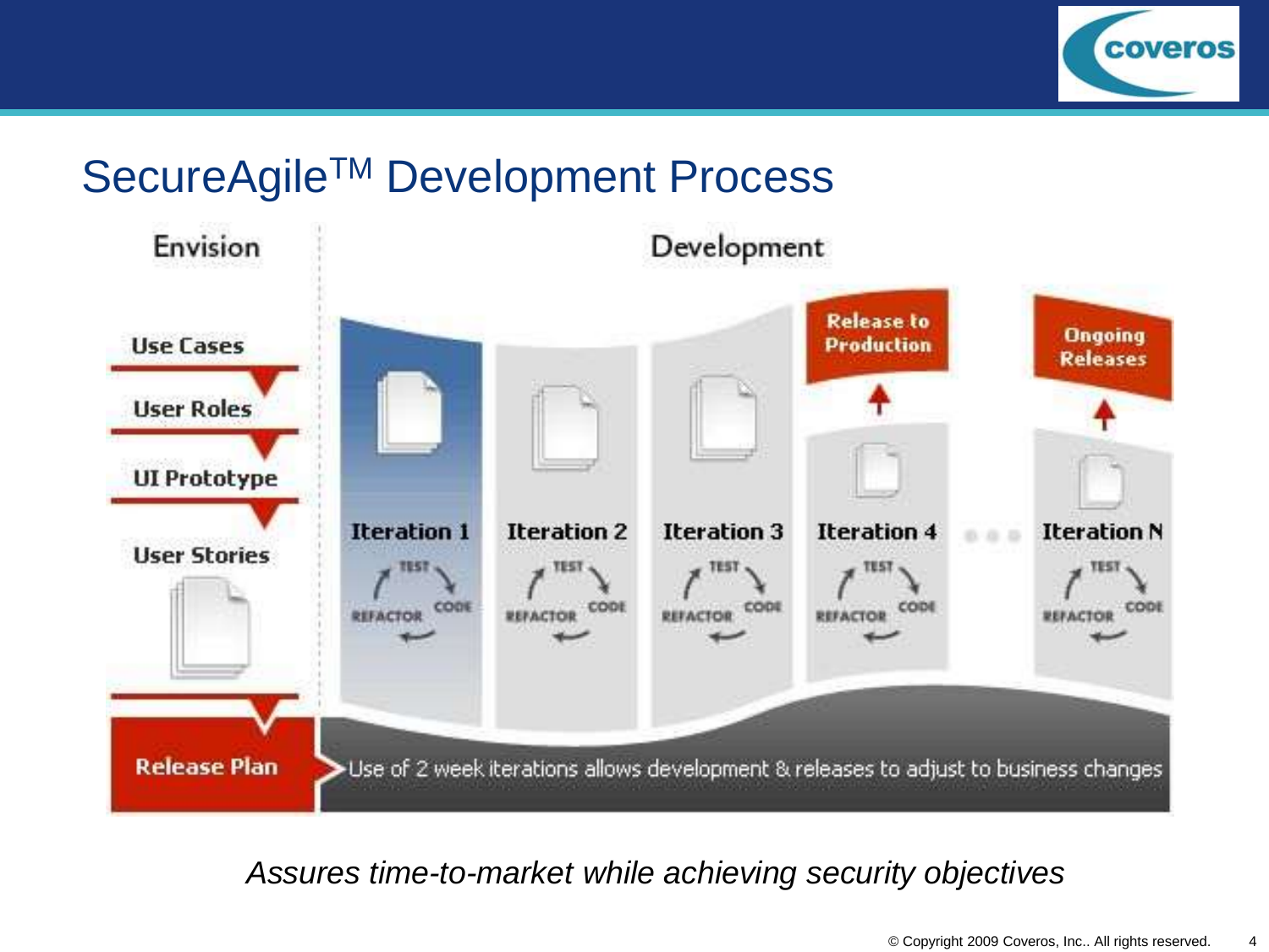# SecureAgile[TM] Development Process

Envision

Use Cases

User Roles

UI Prototype

User Stories

Release Plan

Development

Iteration 1

Iteration 2

Iteration 3

Iteration 4

Iteration N

TEST

CODE

REFACTOR

Release to Production

Ongoing Releases

Use of 2 week iterations allows development & releases to adjust to business changes

*Assures time-to-market while achieving security objectives*

© Copyright 2009 Coveros, Inc.. All rights reserved.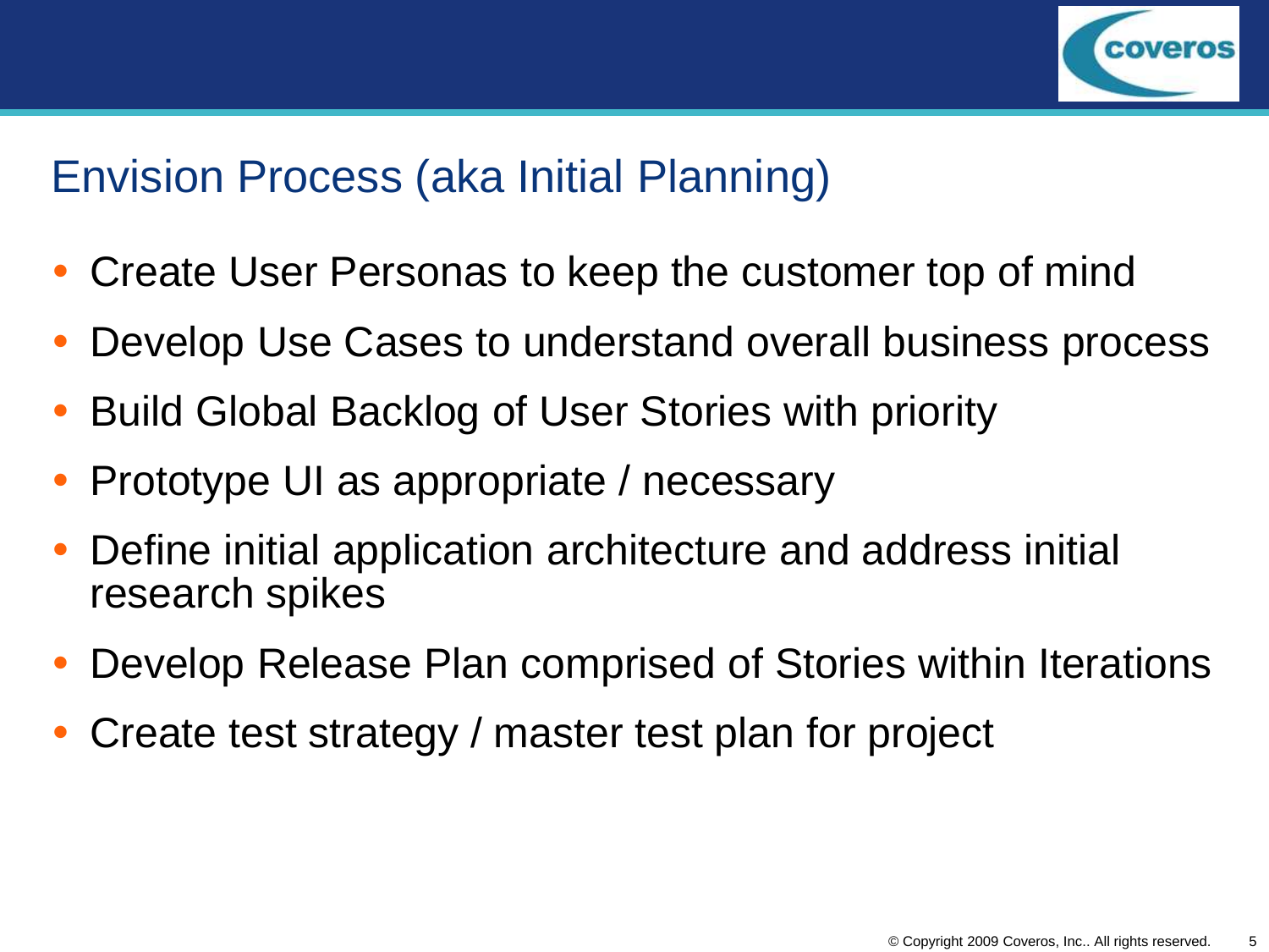# Envision Process (aka Initial Planning)

- Create User Personas to keep the customer top of mind
- Develop Use Cases to understand overall business process
- Build Global Backlog of User Stories with priority
- Prototype UI as appropriate / necessary
- Define initial application architecture and address initial research spikes
- Develop Release Plan comprised of Stories within Iterations
- Create test strategy / master test plan for project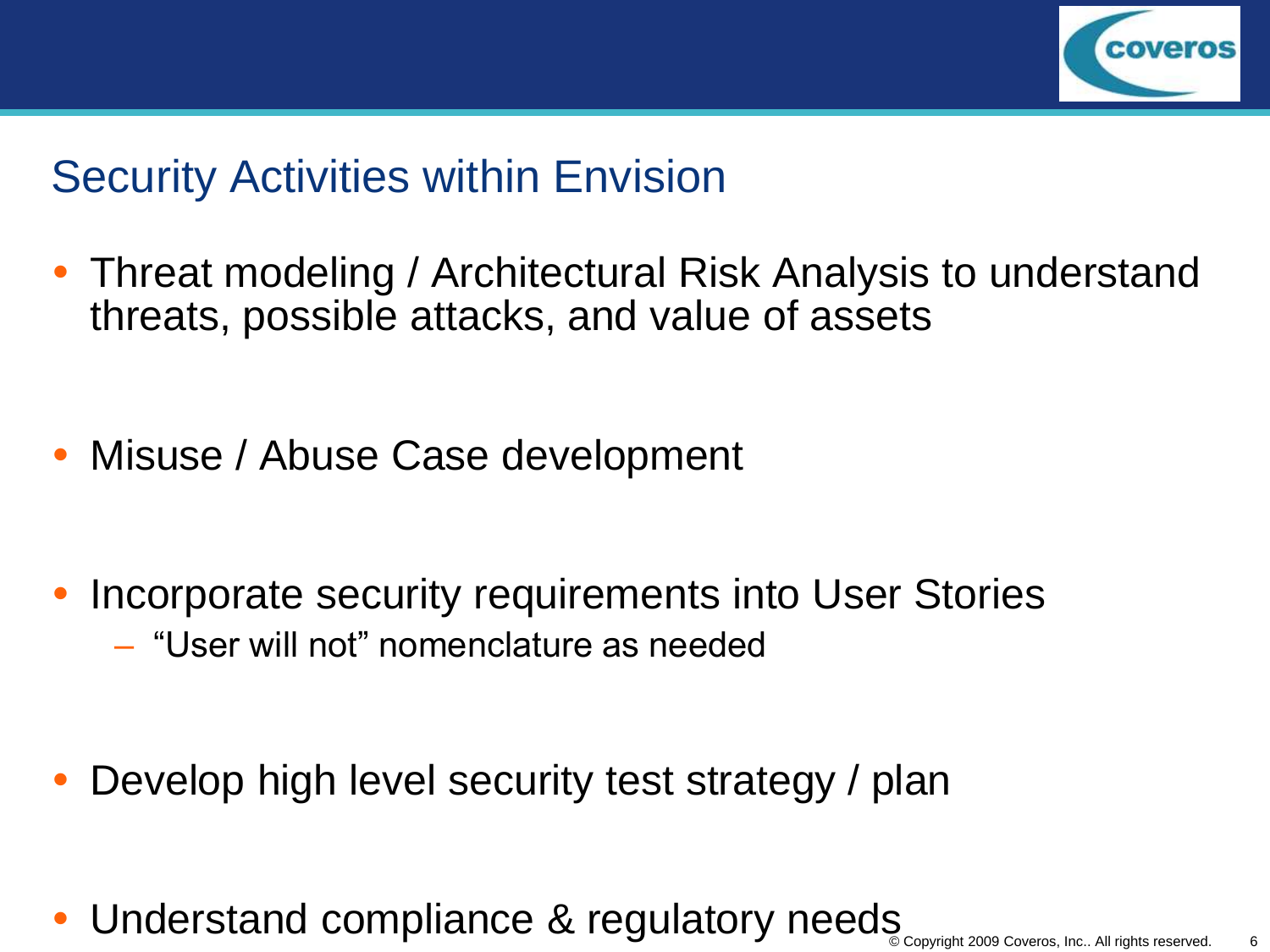# Security Activities within Envision

- Threat modeling / Architectural Risk Analysis to understand threats, possible attacks, and value of assets
- Misuse / Abuse Case development
- Incorporate security requirements into User Stories
  - "User will not" nomenclature as needed
- Develop high level security test strategy / plan
- Understand compliance & regulatory needs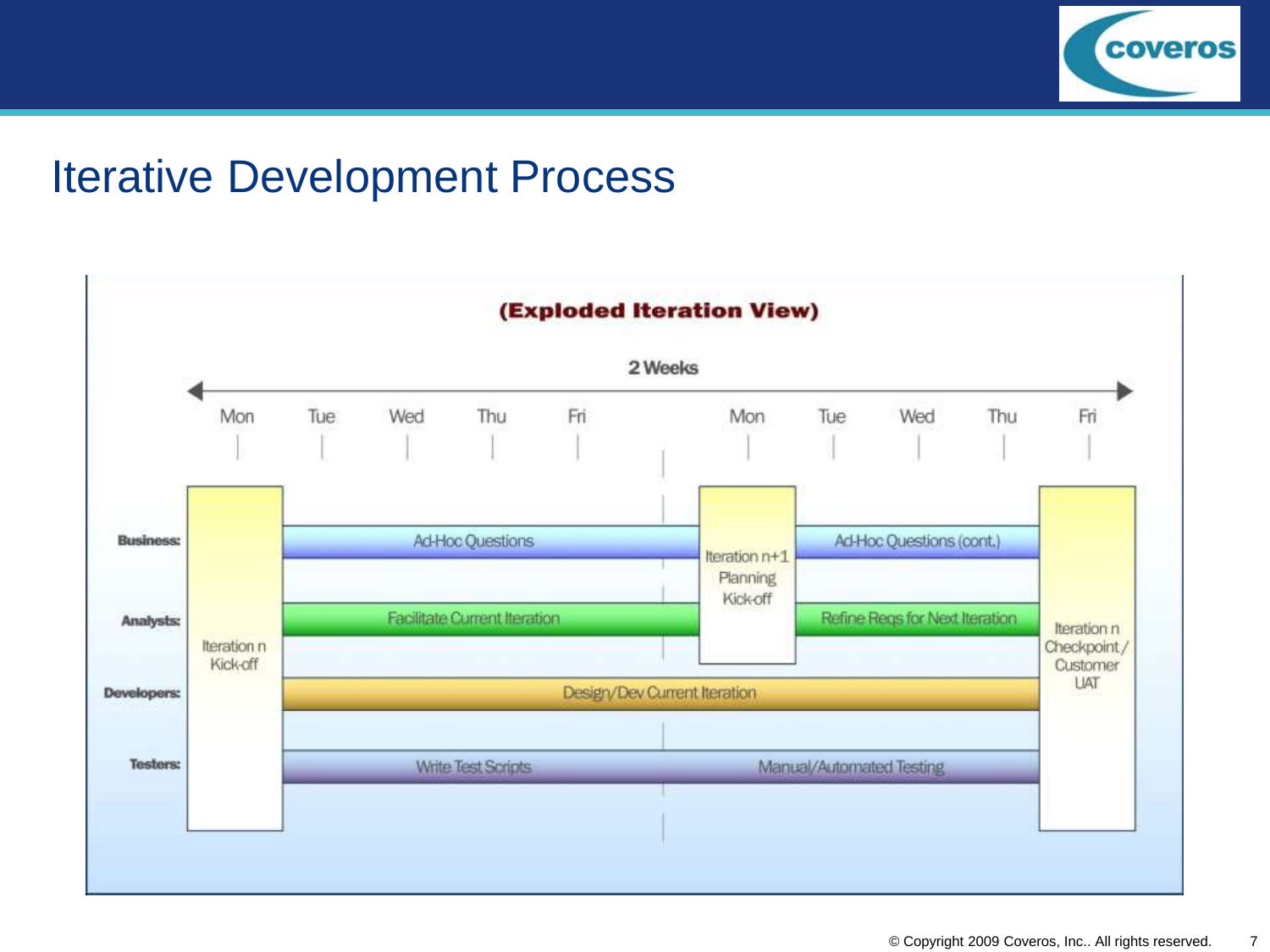# Iterative Development Process

**(Exploded Iteration View)**

2 Weeks

| | Mon | Tue | Wed | Thu | Fri | Mon | Tue | Wed | Thu | Fri |
|---|---|---|---|---|---|---|---|---|---|---|
| **Business:** | Iteration n Kick-off | Ad-Hoc Questions | | | | Iteration n+1 Planning Kick-off | Ad-Hoc Questions (cont.) | | | Iteration n Checkpoint / Customer UAT |
| **Analysts:** | | Facilitate Current Iteration | | | | | Refine Reqs for Next Iteration | | | |
| **Developers:** | | Design/Dev Current Iteration | | | | | | | | |
| **Testers:** | | Write Test Scripts | | | | Manual/Automated Testing | | | | |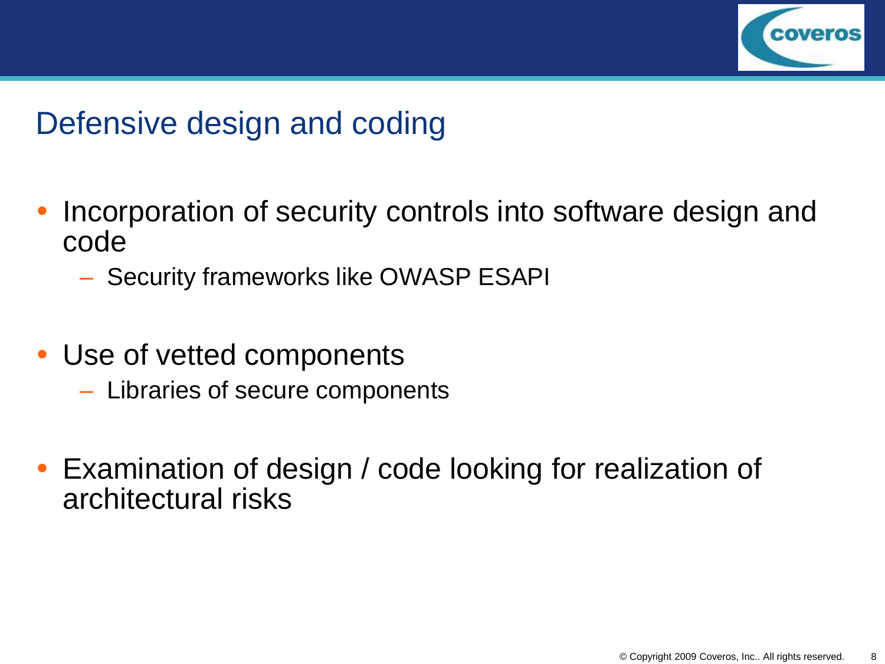# Defensive design and coding

- Incorporation of security controls into software design and code
  - Security frameworks like OWASP ESAPI

- Use of vetted components
  - Libraries of secure components

- Examination of design / code looking for realization of architectural risks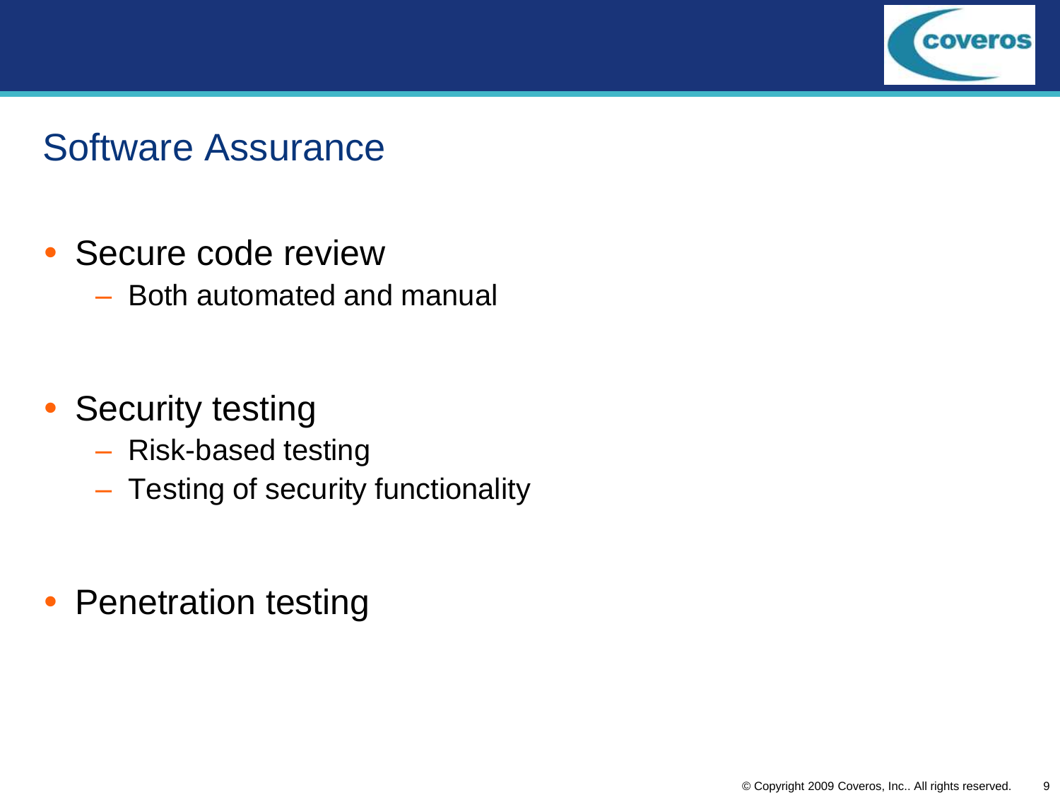# Software Assurance

- Secure code review
  - Both automated and manual
- Security testing
  - Risk-based testing
  - Testing of security functionality
- Penetration testing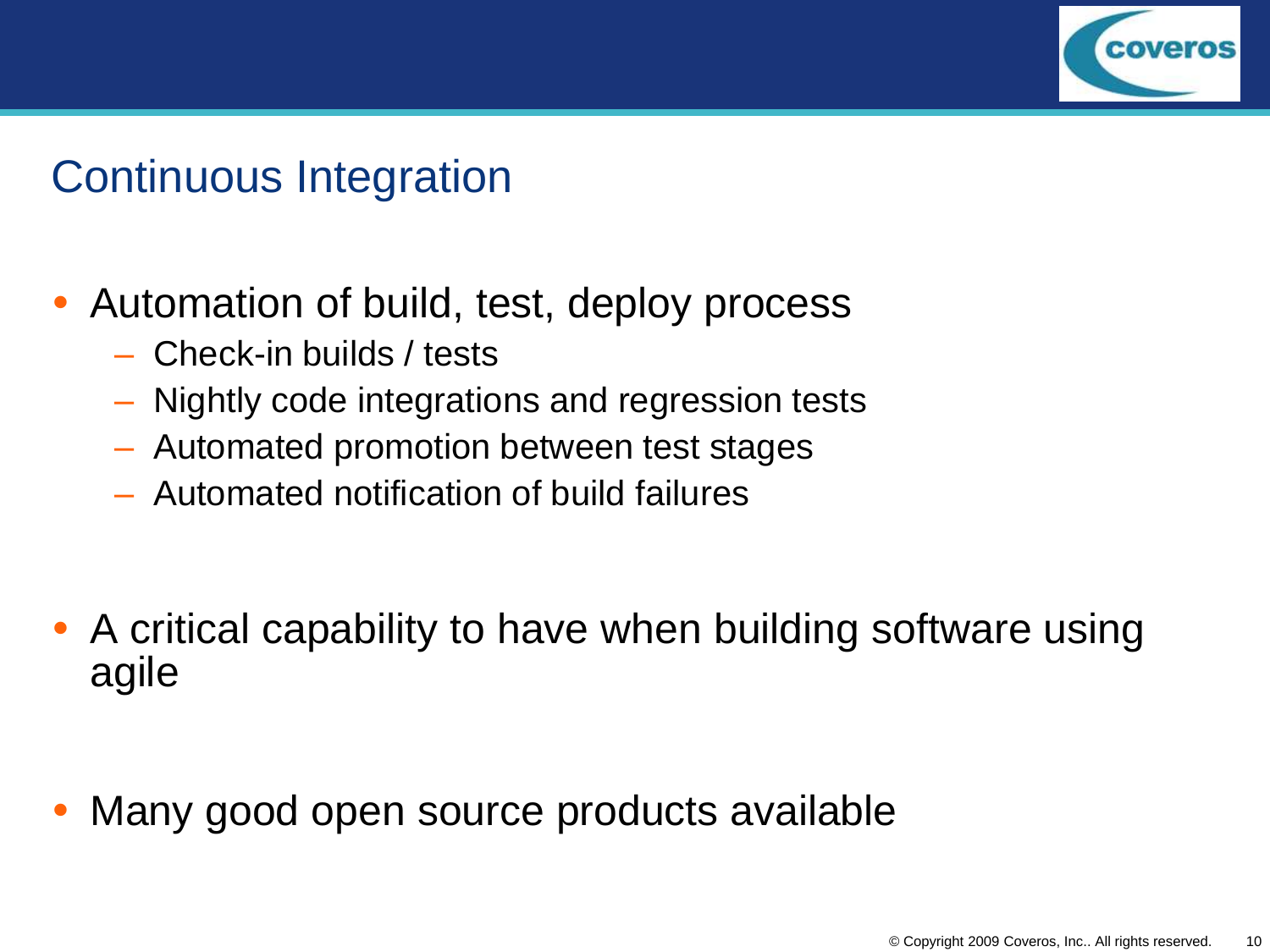# Continuous Integration

- Automation of build, test, deploy process
  - Check-in builds / tests
  - Nightly code integrations and regression tests
  - Automated promotion between test stages
  - Automated notification of build failures

- A critical capability to have when building software using agile

- Many good open source products available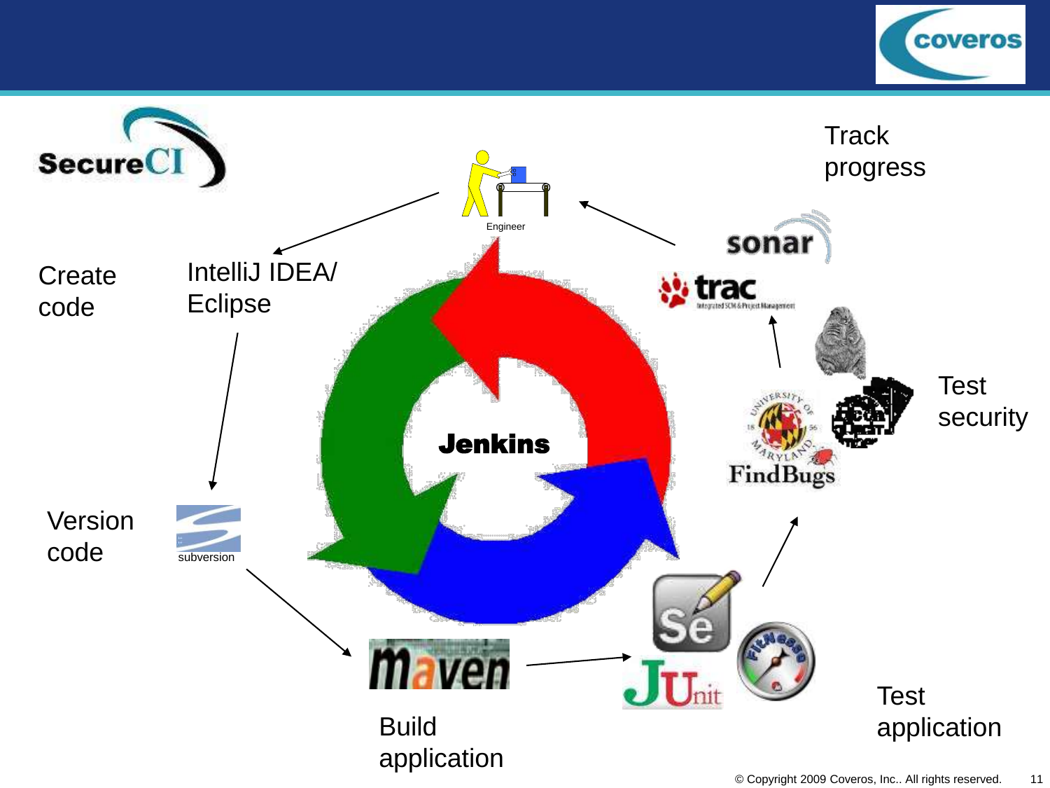SecureCI

Create code

IntelliJ IDEA/ Eclipse

Engineer

Version code

subversion

Jenkins

Build application

maven

Test application

JUnit

Test security

FindBugs

Track progress

sonar

trac

© Copyright 2009 Coveros, Inc.. All rights reserved.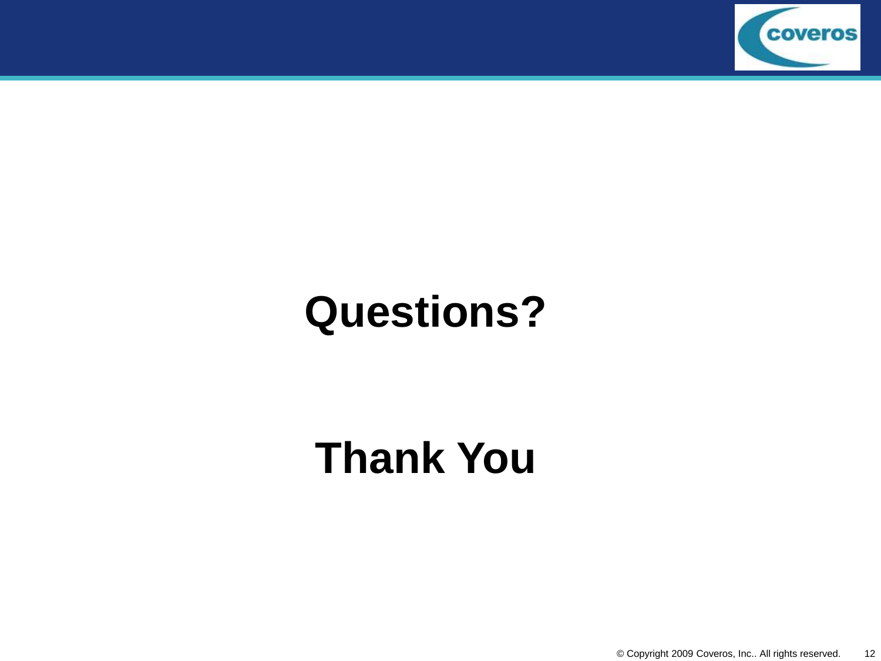# Questions?

# Thank You